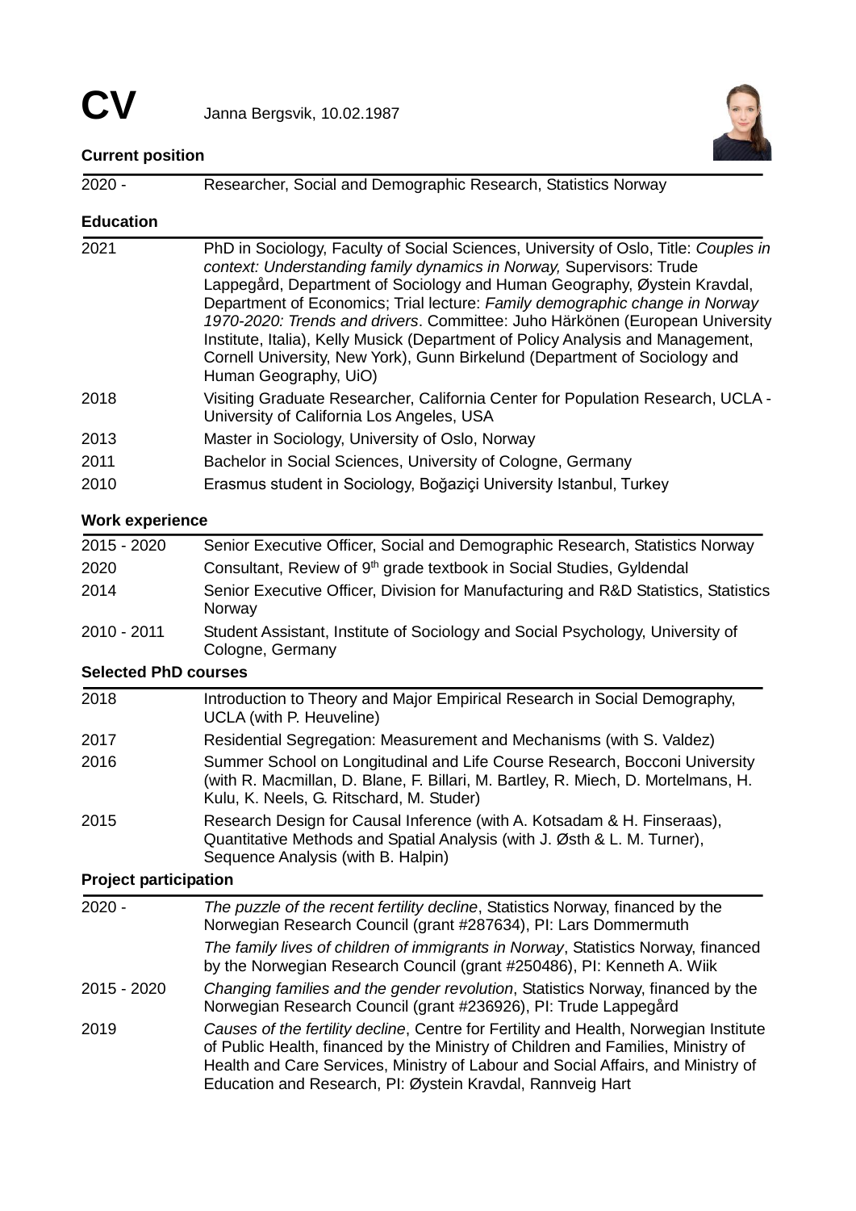# CV

Janna Bergsvik, 10.02.1987

## Current position

| | |
|---|---|
| 2020 - | Researcher, Social and Demographic Research, Statistics Norway |

## Education

| | |
|---|---|
| 2021 | PhD in Sociology, Faculty of Social Sciences, University of Oslo, Title: *Couples in context: Understanding family dynamics in Norway,* Supervisors: Trude Lappegård, Department of Sociology and Human Geography, Øystein Kravdal, Department of Economics; Trial lecture: *Family demographic change in Norway 1970-2020: Trends and drivers*. Committee: Juho Härkönen (European University Institute, Italia), Kelly Musick (Department of Policy Analysis and Management, Cornell University, New York), Gunn Birkelund (Department of Sociology and Human Geography, UiO) |
| 2018 | Visiting Graduate Researcher, California Center for Population Research, UCLA - University of California Los Angeles, USA |
| 2013 | Master in Sociology, University of Oslo, Norway |
| 2011 | Bachelor in Social Sciences, University of Cologne, Germany |
| 2010 | Erasmus student in Sociology, Boğaziçi University Istanbul, Turkey |

## Work experience

| | |
|---|---|
| 2015 - 2020 | Senior Executive Officer, Social and Demographic Research, Statistics Norway |
| 2020 | Consultant, Review of 9th grade textbook in Social Studies, Gyldendal |
| 2014 | Senior Executive Officer, Division for Manufacturing and R&D Statistics, Statistics Norway |
| 2010 - 2011 | Student Assistant, Institute of Sociology and Social Psychology, University of Cologne, Germany |

## Selected PhD courses

| | |
|---|---|
| 2018 | Introduction to Theory and Major Empirical Research in Social Demography, UCLA (with P. Heuveline) |
| 2017 | Residential Segregation: Measurement and Mechanisms (with S. Valdez) |
| 2016 | Summer School on Longitudinal and Life Course Research, Bocconi University (with R. Macmillan, D. Blane, F. Billari, M. Bartley, R. Miech, D. Mortelmans, H. Kulu, K. Neels, G. Ritschard, M. Studer) |
| 2015 | Research Design for Causal Inference (with A. Kotsadam & H. Finseraas), Quantitative Methods and Spatial Analysis (with J. Østh & L. M. Turner), Sequence Analysis (with B. Halpin) |

## Project participation

| | |
|---|---|
| 2020 - | *The puzzle of the recent fertility decline*, Statistics Norway, financed by the Norwegian Research Council (grant #287634), PI: Lars Dommermuth |
| | *The family lives of children of immigrants in Norway*, Statistics Norway, financed by the Norwegian Research Council (grant #250486), PI: Kenneth A. Wiik |
| 2015 - 2020 | *Changing families and the gender revolution*, Statistics Norway, financed by the Norwegian Research Council (grant #236926), PI: Trude Lappegård |
| 2019 | *Causes of the fertility decline*, Centre for Fertility and Health, Norwegian Institute of Public Health, financed by the Ministry of Children and Families, Ministry of Health and Care Services, Ministry of Labour and Social Affairs, and Ministry of Education and Research, PI: Øystein Kravdal, Rannveig Hart |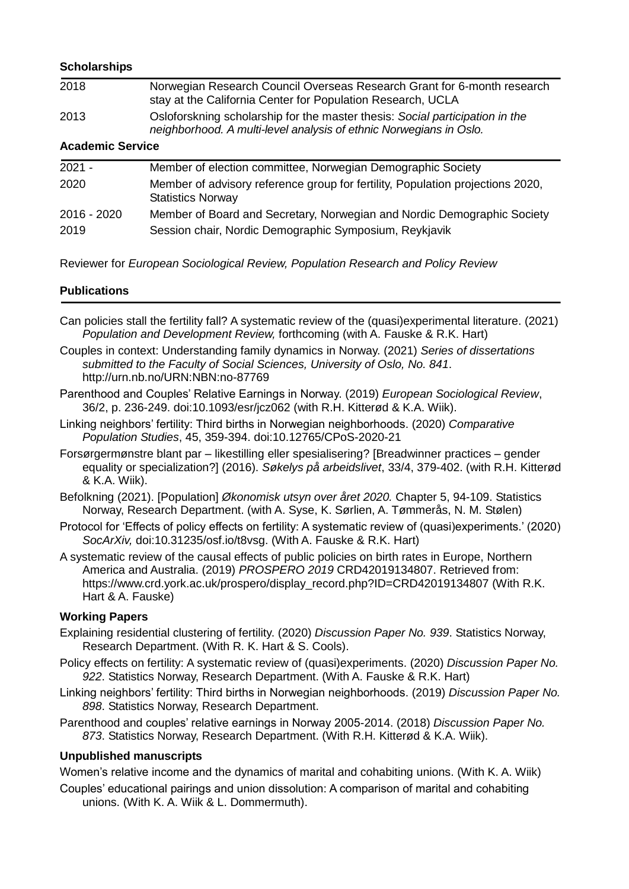**Scholarships**

| | |
|---|---|
| 2018 | Norwegian Research Council Overseas Research Grant for 6-month research stay at the California Center for Population Research, UCLA |
| 2013 | Osloforskning scholarship for the master thesis: *Social participation in the neighborhood. A multi-level analysis of ethnic Norwegians in Oslo.* |

**Academic Service**

| | |
|---|---|
| 2021 - | Member of election committee, Norwegian Demographic Society |
| 2020 | Member of advisory reference group for fertility, Population projections 2020, Statistics Norway |
| 2016 - 2020 | Member of Board and Secretary, Norwegian and Nordic Demographic Society |
| 2019 | Session chair, Nordic Demographic Symposium, Reykjavik |

Reviewer for *European Sociological Review, Population Research and Policy Review*

**Publications**

Can policies stall the fertility fall? A systematic review of the (quasi)experimental literature. (2021) *Population and Development Review,* forthcoming (with A. Fauske & R.K. Hart)

Couples in context: Understanding family dynamics in Norway. (2021) *Series of dissertations submitted to the Faculty of Social Sciences, University of Oslo, No. 841*. http://urn.nb.no/URN:NBN:no-87769

Parenthood and Couples' Relative Earnings in Norway. (2019) *European Sociological Review*, 36/2, p. 236-249. doi:10.1093/esr/jcz062 (with R.H. Kitterød & K.A. Wiik).

Linking neighbors' fertility: Third births in Norwegian neighborhoods. (2020) *Comparative Population Studies*, 45, 359-394. doi:10.12765/CPoS-2020-21

Forsørgermønstre blant par – likestilling eller spesialisering? [Breadwinner practices – gender equality or specialization?] (2016). *Søkelys på arbeidslivet*, 33/4, 379-402. (with R.H. Kitterød & K.A. Wiik).

Befolkning (2021). [Population] *Økonomisk utsyn over året 2020.* Chapter 5, 94-109. Statistics Norway, Research Department. (with A. Syse, K. Sørlien, A. Tømmerås, N. M. Stølen)

Protocol for 'Effects of policy effects on fertility: A systematic review of (quasi)experiments.' (2020) *SocArXiv,* doi:10.31235/osf.io/t8vsg. (With A. Fauske & R.K. Hart)

A systematic review of the causal effects of public policies on birth rates in Europe, Northern America and Australia. (2019) *PROSPERO 2019* CRD42019134807. Retrieved from: https://www.crd.york.ac.uk/prospero/display_record.php?ID=CRD42019134807 (With R.K. Hart & A. Fauske)

**Working Papers**

Explaining residential clustering of fertility. (2020) *Discussion Paper No. 939*. Statistics Norway, Research Department. (With R. K. Hart & S. Cools).

Policy effects on fertility: A systematic review of (quasi)experiments. (2020) *Discussion Paper No. 922*. Statistics Norway, Research Department. (With A. Fauske & R.K. Hart)

Linking neighbors' fertility: Third births in Norwegian neighborhoods. (2019) *Discussion Paper No. 898*. Statistics Norway, Research Department.

Parenthood and couples' relative earnings in Norway 2005-2014. (2018) *Discussion Paper No. 873*. Statistics Norway, Research Department. (With R.H. Kitterød & K.A. Wiik).

**Unpublished manuscripts**

Women's relative income and the dynamics of marital and cohabiting unions. (With K. A. Wiik)

Couples' educational pairings and union dissolution: A comparison of marital and cohabiting unions. (With K. A. Wiik & L. Dommermuth).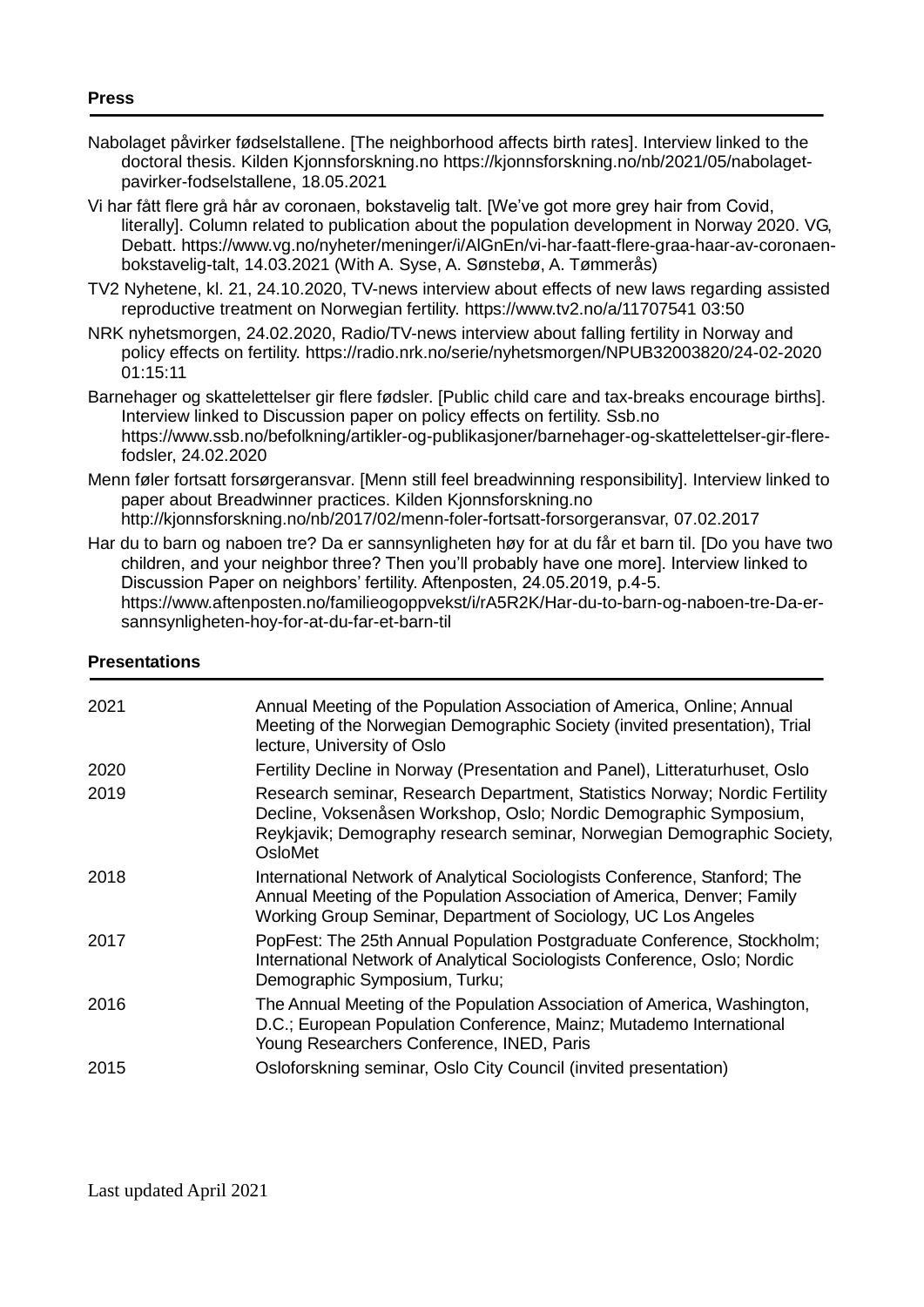## Press

Nabolaget påvirker fødselstallene. [The neighborhood affects birth rates]. Interview linked to the doctoral thesis. Kilden Kjonnsforskning.no https://kjonnsforskning.no/nb/2021/05/nabolaget-pavirker-fodselstallene, 18.05.2021

Vi har fått flere grå hår av coronaen, bokstavelig talt. [We've got more grey hair from Covid, literally]. Column related to publication about the population development in Norway 2020. VG, Debatt. https://www.vg.no/nyheter/meninger/i/AlGnEn/vi-har-faatt-flere-graa-haar-av-coronaen-bokstavelig-talt, 14.03.2021 (With A. Syse, A. Sønstebø, A. Tømmerås)

TV2 Nyhetene, kl. 21, 24.10.2020, TV-news interview about effects of new laws regarding assisted reproductive treatment on Norwegian fertility. https://www.tv2.no/a/11707541 03:50

NRK nyhetsmorgen, 24.02.2020, Radio/TV-news interview about falling fertility in Norway and policy effects on fertility. https://radio.nrk.no/serie/nyhetsmorgen/NPUB32003820/24-02-2020 01:15:11

Barnehager og skattelettelser gir flere fødsler. [Public child care and tax-breaks encourage births]. Interview linked to Discussion paper on policy effects on fertility. Ssb.no https://www.ssb.no/befolkning/artikler-og-publikasjoner/barnehager-og-skattelettelser-gir-flere-fodsler, 24.02.2020

Menn føler fortsatt forsørgeransvar. [Menn still feel breadwinning responsibility]. Interview linked to paper about Breadwinner practices. Kilden Kjonnsforskning.no http://kjonnsforskning.no/nb/2017/02/menn-foler-fortsatt-forsorgeransvar, 07.02.2017

Har du to barn og naboen tre? Da er sannsynligheten høy for at du får et barn til. [Do you have two children, and your neighbor three? Then you'll probably have one more]. Interview linked to Discussion Paper on neighbors' fertility. Aftenposten, 24.05.2019, p.4-5. https://www.aftenposten.no/familieogoppvekst/i/rA5R2K/Har-du-to-barn-og-naboen-tre-Da-er-sannsynligheten-hoy-for-at-du-far-et-barn-til

## Presentations

| | |
|---|---|
| 2021 | Annual Meeting of the Population Association of America, Online; Annual Meeting of the Norwegian Demographic Society (invited presentation), Trial lecture, University of Oslo |
| 2020 | Fertility Decline in Norway (Presentation and Panel), Litteraturhuset, Oslo |
| 2019 | Research seminar, Research Department, Statistics Norway; Nordic Fertility Decline, Voksenåsen Workshop, Oslo; Nordic Demographic Symposium, Reykjavik; Demography research seminar, Norwegian Demographic Society, OsloMet |
| 2018 | International Network of Analytical Sociologists Conference, Stanford; The Annual Meeting of the Population Association of America, Denver; Family Working Group Seminar, Department of Sociology, UC Los Angeles |
| 2017 | PopFest: The 25th Annual Population Postgraduate Conference, Stockholm; International Network of Analytical Sociologists Conference, Oslo; Nordic Demographic Symposium, Turku; |
| 2016 | The Annual Meeting of the Population Association of America, Washington, D.C.; European Population Conference, Mainz; Mutademo International Young Researchers Conference, INED, Paris |
| 2015 | Osloforskning seminar, Oslo City Council (invited presentation) |

Last updated April 2021